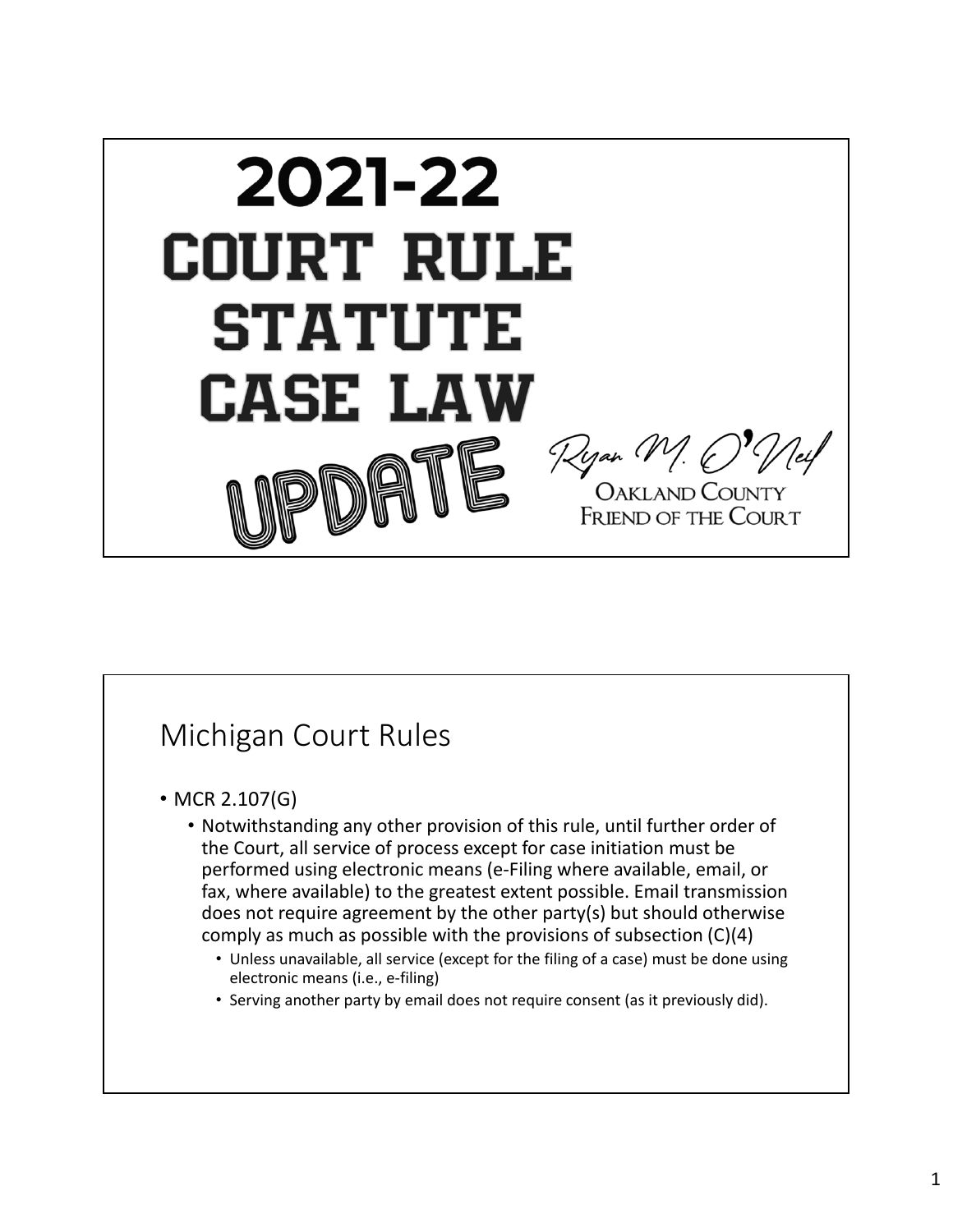# 2021-22 COURT RULE STATUTE CASE LAW UPDATE

Ryan M. O'Neil

Oakland County Friend of the Court

## Michigan Court Rules

- MCR 2.107(G)
  - Notwithstanding any other provision of this rule, until further order of the Court, all service of process except for case initiation must be performed using electronic means (e-Filing where available, email, or fax, where available) to the greatest extent possible. Email transmission does not require agreement by the other party(s) but should otherwise comply as much as possible with the provisions of subsection (C)(4)
    - Unless unavailable, all service (except for the filing of a case) must be done using electronic means (i.e., e-filing)
    - Serving another party by email does not require consent (as it previously did).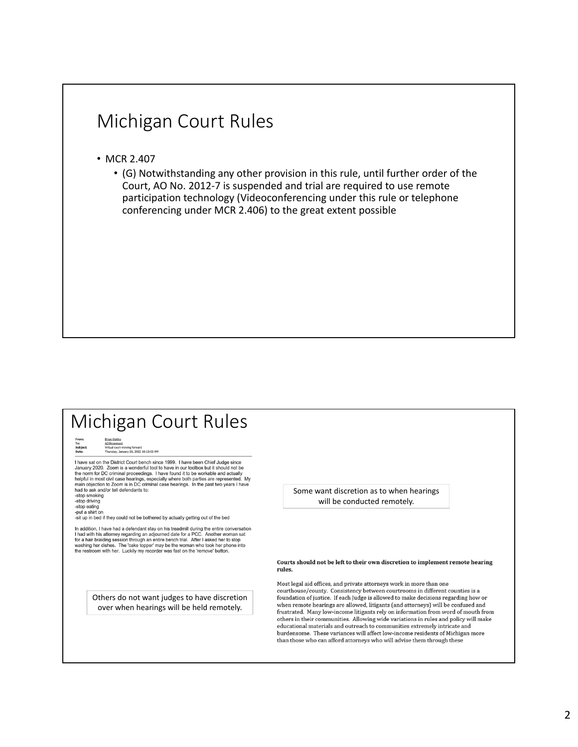# Michigan Court Rules

- MCR 2.407
  - (G) Notwithstanding any other provision in this rule, until further order of the Court, AO No. 2012-7 is suspended and trial are required to use remote participation technology (Videoconferencing under this rule or telephone conferencing under MCR 2.406) to the great extent possible

# Michigan Court Rules

**From:** Brian Oakley
**To:** ADMcomment
**Subject:** Virtual court-moving forward
**Date:** Thursday, January 20, 2022 10:13:03 AM

I have sat on the District Court bench since 1999. I have been Chief Judge since January 2020. Zoom is a wonderful tool to have in our toolbox but it should not be the norm for DC criminal proceedings. I have found it to be workable and actually helpful in most civil case hearings, especially where both parties are represented. My main objection to Zoom is in DC criminal case hearings. In the past two years I have had to ask and/or tell defendants to:
-stop smoking
-stop driving
-stop eating
-put a shirt on
-sit up in bed if they could not be bothered by actually getting out of the bed

In addition, I have had a defendant stay on his treadmill during the entire conversation I had with his attorney regarding an adjourned date for a PCC. Another woman sat for a hair braiding session through an entire bench trial. After I asked her to stop washing her dishes. The 'cake topper' may be the woman who took her phone into the restroom with her. Luckily my recorder was fast on the 'remove' button.

Some want discretion as to when hearings will be conducted remotely.

Others do not want judges to have discretion over when hearings will be held remotely.

**Courts should not be left to their own discretion to implement remote hearing rules.**

Most legal aid offices, and private attorneys work in more than one courthouse/county. Consistency between courtrooms in different counties is a foundation of justice. If each Judge is allowed to make decisions regarding how or when remote hearings are allowed, litigants (and attorneys) will be confused and frustrated. Many low-income litigants rely on information from word of mouth from others in their communities. Allowing wide variations in rules and policy will make educational materials and outreach to communities extremely intricate and burdensome. These variances will affect low-income residents of Michigan more than those who can afford attorneys who will advise them through these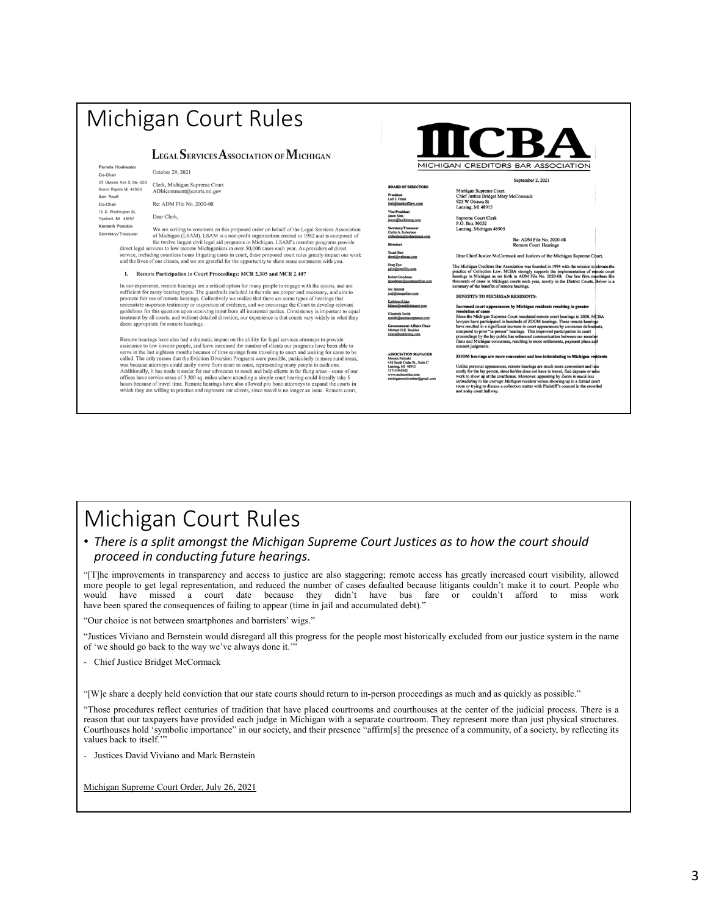# Michigan Court Rules

## Legal Services Association of Michigan

Pamela Hoekwater
Co-Chair
25 Division Ave S Ste 300
Grand Rapids MI 49503

Ann Routt
Co-Chair
15 S. Washington St.
Ypsilanti, MI 48197

Kenneth Penokie
Secretary/Treasurer

October 29, 2021

Clerk, Michigan Supreme Court
ADMcomment@courts.mi.gov

Re: ADM File No. 2020-08

Dear Clerk,

We are writing to comment on this proposed order on behalf of the Legal Services Association of Michigan (LSAM). LSAM is a non-profit organization created in 1982 and is composed of the twelve largest civil legal aid programs in Michigan. LSAM's member programs provide direct legal services to low income Michiganians in over 50,000 cases each year. As providers of direct service, including countless hours litigating cases in court, these proposed court rules greatly impact our work and the lives of our clients, and we are grateful for the opportunity to share some comments with you.

I. Remote Participation in Court Proceedings: MCR 2.305 and MCR 2.407

In our experience, remote hearings are a critical option for many people to engage with the courts, and are sufficient for many hearing types. The guardrails included in the rule are proper and necessary, and aim to promote fair use of remote hearings. Collectively we realize that there are some types of hearings that necessitate in-person testimony or inspection of evidence, and we encourage the Court to develop relevant guidelines for this question upon receiving input from all interested parties. Consistency is important to equal treatment by all courts, and without detailed direction, our experience is that courts vary widely in what they deem appropriate for remote hearings.

Remote hearings have also had a dramatic impact on the ability for legal services attorneys to provide assistance to low income people, and have increased the number of clients our programs have been able to serve in the last eighteen months because of time savings from traveling to court and waiting for cases to be called. The only reason that the Eviction Diversion Programs were possible, particularly in more rural areas, was because attorneys could easily move from court to court, representing many people in each one. Additionally, it has made it easier for our advocates to reach and help clients in far flung areas - some of our offices have service areas of 3,300 sq. miles where attending a simple court hearing could literally take 5 hours because of travel time. Remote hearings have also allowed pro bono attorneys to expand the courts in which they are willing to practice and represent our clients, since travel is no longer an issue. Remote court,

## MCBA — Michigan Creditors Bar Association

BOARD OF DIRECTORS

President
Lori J. Frank
lori@markoff law.com

Vice President
Jason Sims
jason@bucklesmg.com

Secretary/Treasurer
Curtis A. Robertson
crobertson@weberolcese.com

Directors

Stuart Best
sbest@weltman.com

Greg Dye
gdye@rmfcllv.com

Robert Goodman
rgoodman@goodmanfrost.com

Joe Jammal
joej@stengerlaw.com

Kathleen Klaus
kklaus@maddinhauser.com

Elizabeth Smith
esmith@amstaracceptance.com

Governmental Affairs Chair
Michael H.R. Buckles
mike@bucklesmg.com

ASSOCIATION MANAGER
Monica Palinski
416 South Cedar St., Suite C
Lansing, MI 48912
517-319-0342
www.mcbaonline.com
michigancreditorsbar@gmail.com

September 2, 2021

Michigan Supreme Court
Chief Justice Bridget Mary McCormack
925 W Ottawa St
Lansing, MI 48915

Supreme Court Clerk
P.O. Box 30052
Lansing, Michigan 48909

Re: ADM File No. 2020-08
Remote Court Hearings

Dear Chief Justice McCormack and Justices of the Michigan Supreme Court,

The Michigan Creditors Bar Association was founded in 1994 with the mission to elevate the practice of Collection Law. MCBA strongly supports the implementation of remote court hearings in Michigan as set forth in ADM File No. 2020-08. Our law firm members file thousands of cases in Michigan courts each year, mostly in the District Courts. Below is a summary of the benefits of remote hearings.

**BENEFITS TO MICHIGAN RESIDENTS:**

**Increased court appearances by Michigan residents resulting in greater resolution of cases**

Since the Michigan Supreme Court mandated remote court hearings in 2020, MCBA lawyers have participated in hundreds of ZOOM hearings. These remote hearings have resulted in a significant increase in court appearances by consumer defendants, compared to prior "in person" hearings. This improved participation in court proceedings by the lay public has enhanced communication between our member firms and Michigan consumers, resulting in more settlements, payment plans and consent judgments.

**ZOOM hearings are more convenient and less intimidating to Michigan residents**

Unlike personal appearances, remote hearings are much more convenient and less costly for the lay person, since he/she does not have to travel, find daycare or miss work to show up at the courthouse. Moreover, appearing by Zoom is *much less intimidating to the average Michigan resident* versus showing up in a formal court room or trying to discuss a collection matter with Plaintiff's counsel in the crowded and noisy court hallway.

# Michigan Court Rules

- *There is a split amongst the Michigan Supreme Court Justices as to how the court should proceed in conducting future hearings.*

"[T]he improvements in transparency and access to justice are also staggering; remote access has greatly increased court visibility, allowed more people to get legal representation, and reduced the number of cases defaulted because litigants couldn't make it to court. People who would have missed a court date because they didn't have bus fare or couldn't afford to miss work have been spared the consequences of failing to appear (time in jail and accumulated debt)."

"Our choice is not between smartphones and barristers' wigs."

"Justices Viviano and Bernstein would disregard all this progress for the people most historically excluded from our justice system in the name of 'we should go back to the way we've always done it.'"

- Chief Justice Bridget McCormack

"[W]e share a deeply held conviction that our state courts should return to in-person proceedings as much and as quickly as possible."

"Those procedures reflect centuries of tradition that have placed courtrooms and courthouses at the center of the judicial process. There is a reason that our taxpayers have provided each judge in Michigan with a separate courtroom. They represent more than just physical structures. Courthouses hold 'symbolic importance" in our society, and their presence "affirm[s] the presence of a community, of a society, by reflecting its values back to itself.'"

- Justices David Viviano and Mark Bernstein

Michigan Supreme Court Order, July 26, 2021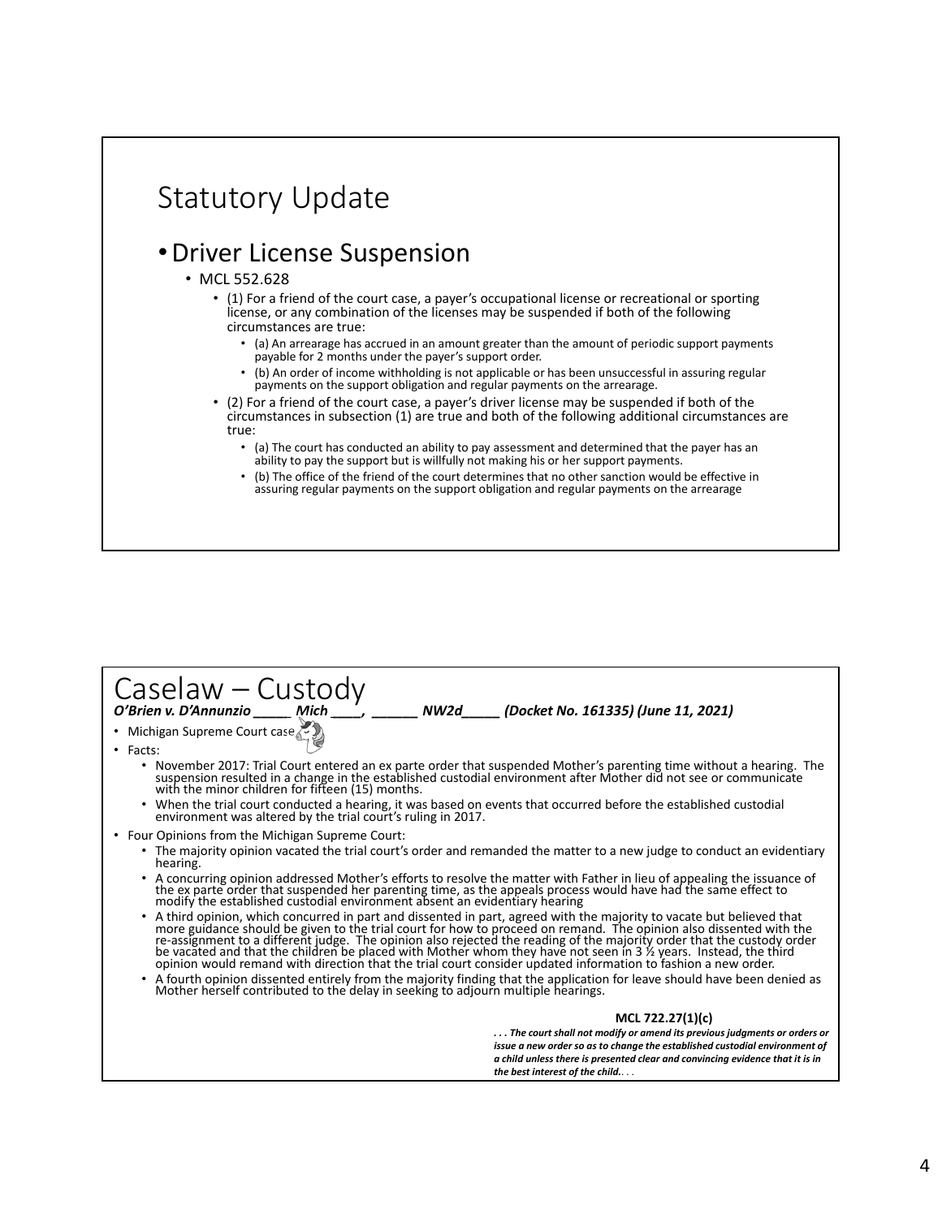# Statusory Update

## • Driver License Suspension

- MCL 552.628
  - (1) For a friend of the court case, a payer's occupational license or recreational or sporting license, or any combination of the licenses may be suspended if both of the following circumstances are true:
    - (a) An arrearage has accrued in an amount greater than the amount of periodic support payments payable for 2 months under the payer's support order.
    - (b) An order of income withholding is not applicable or has been unsuccessful in assuring regular payments on the support obligation and regular payments on the arrearage.
  - (2) For a friend of the court case, a payer's driver license may be suspended if both of the circumstances in subsection (1) are true and both of the following additional circumstances are true:
    - (a) The court has conducted an ability to pay assessment and determined that the payer has an ability to pay the support but is willfully not making his or her support payments.
    - (b) The office of the friend of the court determines that no other sanction would be effective in assuring regular payments on the support obligation and regular payments on the arrearage

# Caselaw – Custody

***O'Brien v. D'Annunzio _____ Mich ____, ______ NW2d_____ (Docket No. 161335) (June 11, 2021)***

- Michigan Supreme Court case
- Facts:
  - November 2017: Trial Court entered an ex parte order that suspended Mother's parenting time without a hearing. The suspension resulted in a change in the established custodial environment after Mother did not see or communicate with the minor children for fifteen (15) months.
  - When the trial court conducted a hearing, it was based on events that occurred before the established custodial environment was altered by the trial court's ruling in 2017.
- Four Opinions from the Michigan Supreme Court:
  - The majority opinion vacated the trial court's order and remanded the matter to a new judge to conduct an evidentiary hearing.
  - A concurring opinion addressed Mother's efforts to resolve the matter with Father in lieu of appealing the issuance of the ex parte order that suspended her parenting time, as the appeals process would have had the same effect to modify the established custodial environment absent an evidentiary hearing
  - A third opinion, which concurred in part and dissented in part, agreed with the majority to vacate but believed that more guidance should be given to the trial court for how to proceed on remand. The opinion also dissented with the re-assignment to a different judge. The opinion also rejected the reading of the majority order that the custody order be vacated and that the children be placed with Mother whom they have not seen in 3 ½ years. Instead, the third opinion would remand with direction that the trial court consider updated information to fashion a new order.
  - A fourth opinion dissented entirely from the majority finding that the application for leave should have been denied as Mother herself contributed to the delay in seeking to adjourn multiple hearings.

**MCL 722.27(1)(c)**

***. . . The court shall not modify or amend its previous judgments or orders or issue a new order so as to change the established custodial environment of a child unless there is presented clear and convincing evidence that it is in the best interest of the child.***. . .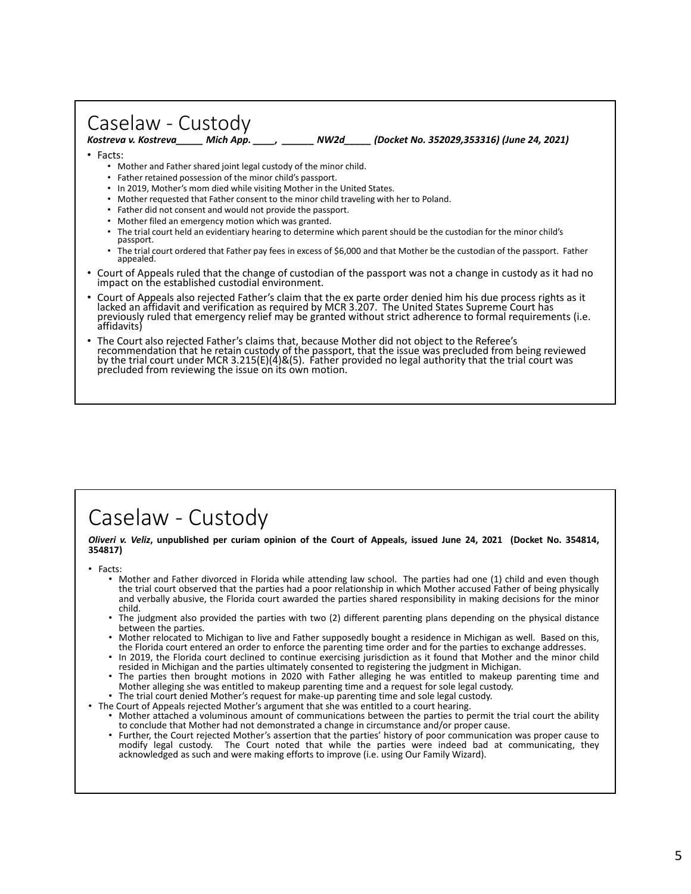## Caselaw - Custody

***Kostreva v. Kostreva_____ Mich App. ____, ______ NW2d_____ (Docket No. 352029,353316) (June 24, 2021)***

- Facts:
  - Mother and Father shared joint legal custody of the minor child.
  - Father retained possession of the minor child's passport.
  - In 2019, Mother's mom died while visiting Mother in the United States.
  - Mother requested that Father consent to the minor child traveling with her to Poland.
  - Father did not consent and would not provide the passport.
  - Mother filed an emergency motion which was granted.
  - The trial court held an evidentiary hearing to determine which parent should be the custodian for the minor child's passport.
  - The trial court ordered that Father pay fees in excess of $6,000 and that Mother be the custodian of the passport. Father appealed.
- Court of Appeals ruled that the change of custodian of the passport was not a change in custody as it had no impact on the established custodial environment.
- Court of Appeals also rejected Father's claim that the ex parte order denied him his due process rights as it lacked an affidavit and verification as required by MCR 3.207. The United States Supreme Court has previously ruled that emergency relief may be granted without strict adherence to formal requirements (i.e. affidavits)
- The Court also rejected Father's claims that, because Mother did not object to the Referee's recommendation that he retain custody of the passport, that the issue was precluded from being reviewed by the trial court under MCR 3.215(E)(4)&(5). Father provided no legal authority that the trial court was precluded from reviewing the issue on its own motion.

## Caselaw - Custody

***Oliveri v. Veliz*, unpublished per curiam opinion of the Court of Appeals, issued June 24, 2021 (Docket No. 354814, 354817)**

- Facts:
  - Mother and Father divorced in Florida while attending law school. The parties had one (1) child and even though the trial court observed that the parties had a poor relationship in which Mother accused Father of being physically and verbally abusive, the Florida court awarded the parties shared responsibility in making decisions for the minor child.
  - The judgment also provided the parties with two (2) different parenting plans depending on the physical distance between the parties.
  - Mother relocated to Michigan to live and Father supposedly bought a residence in Michigan as well. Based on this, the Florida court entered an order to enforce the parenting time order and for the parties to exchange addresses.
  - In 2019, the Florida court declined to continue exercising jurisdiction as it found that Mother and the minor child resided in Michigan and the parties ultimately consented to registering the judgment in Michigan.
  - The parties then brought motions in 2020 with Father alleging he was entitled to makeup parenting time and Mother alleging she was entitled to makeup parenting time and a request for sole legal custody.
  - The trial court denied Mother's request for make-up parenting time and sole legal custody.
- The Court of Appeals rejected Mother's argument that she was entitled to a court hearing.
  - Mother attached a voluminous amount of communications between the parties to permit the trial court the ability to conclude that Mother had not demonstrated a change in circumstance and/or proper cause.
  - Further, the Court rejected Mother's assertion that the parties' history of poor communication was proper cause to modify legal custody. The Court noted that while the parties were indeed bad at communicating, they acknowledged as such and were making efforts to improve (i.e. using Our Family Wizard).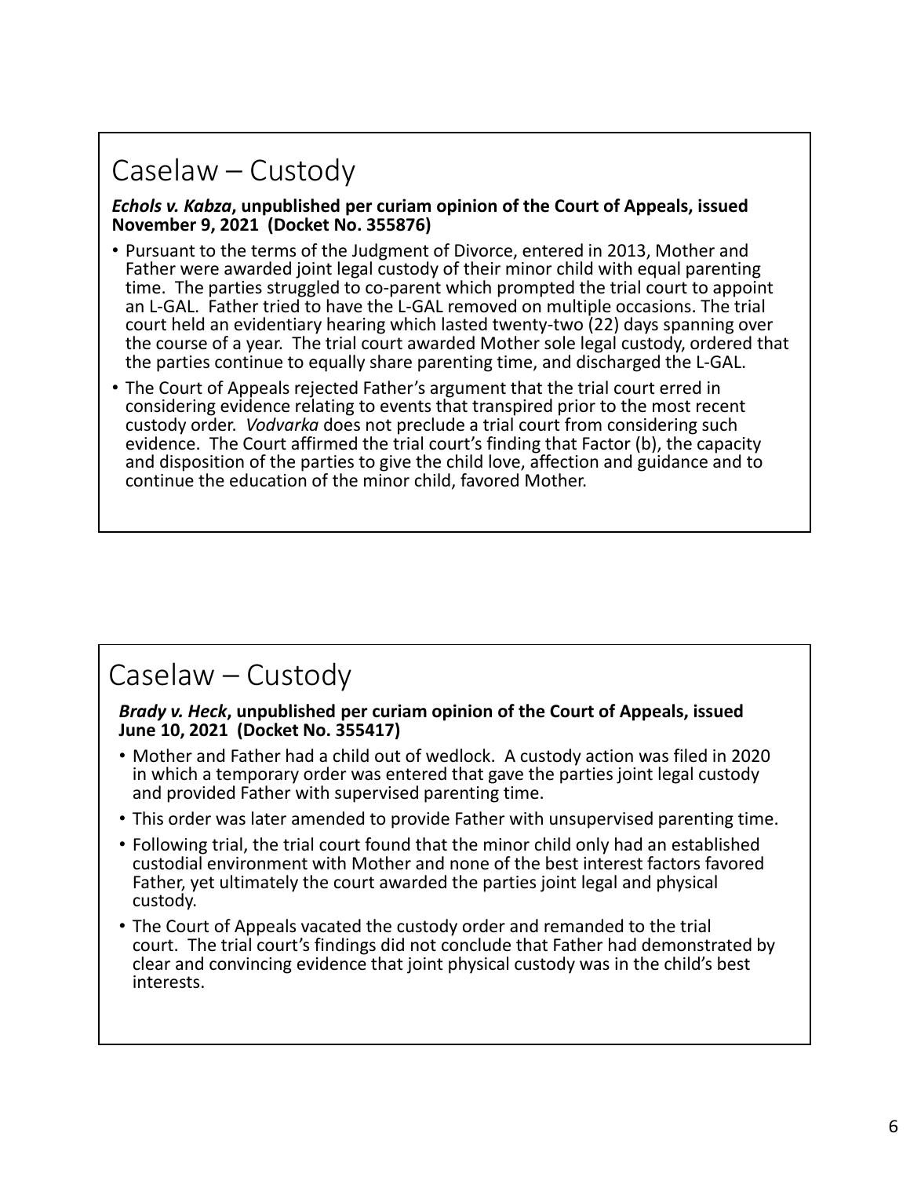## Caselaw – Custody

***Echols v. Kabza*, unpublished per curiam opinion of the Court of Appeals, issued November 9, 2021 (Docket No. 355876)**

- Pursuant to the terms of the Judgment of Divorce, entered in 2013, Mother and Father were awarded joint legal custody of their minor child with equal parenting time. The parties struggled to co-parent which prompted the trial court to appoint an L-GAL. Father tried to have the L-GAL removed on multiple occasions. The trial court held an evidentiary hearing which lasted twenty-two (22) days spanning over the course of a year. The trial court awarded Mother sole legal custody, ordered that the parties continue to equally share parenting time, and discharged the L-GAL.
- The Court of Appeals rejected Father's argument that the trial court erred in considering evidence relating to events that transpired prior to the most recent custody order. *Vodvarka* does not preclude a trial court from considering such evidence. The Court affirmed the trial court's finding that Factor (b), the capacity and disposition of the parties to give the child love, affection and guidance and to continue the education of the minor child, favored Mother.

## Caselaw – Custody

***Brady v. Heck*, unpublished per curiam opinion of the Court of Appeals, issued June 10, 2021 (Docket No. 355417)**

- Mother and Father had a child out of wedlock. A custody action was filed in 2020 in which a temporary order was entered that gave the parties joint legal custody and provided Father with supervised parenting time.
- This order was later amended to provide Father with unsupervised parenting time.
- Following trial, the trial court found that the minor child only had an established custodial environment with Mother and none of the best interest factors favored Father, yet ultimately the court awarded the parties joint legal and physical custody.
- The Court of Appeals vacated the custody order and remanded to the trial court. The trial court's findings did not conclude that Father had demonstrated by clear and convincing evidence that joint physical custody was in the child's best interests.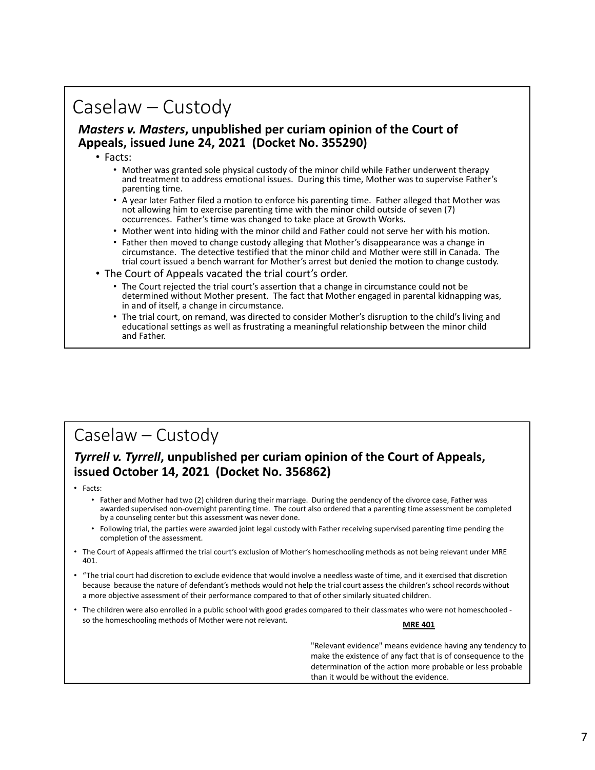# Caselaw – Custody

## ***Masters v. Masters*, unpublished per curiam opinion of the Court of Appeals, issued June 24, 2021 (Docket No. 355290)**

- Facts:
  - Mother was granted sole physical custody of the minor child while Father underwent therapy and treatment to address emotional issues. During this time, Mother was to supervise Father's parenting time.
  - A year later Father filed a motion to enforce his parenting time. Father alleged that Mother was not allowing him to exercise parenting time with the minor child outside of seven (7) occurrences. Father's time was changed to take place at Growth Works.
  - Mother went into hiding with the minor child and Father could not serve her with his motion.
  - Father then moved to change custody alleging that Mother's disappearance was a change in circumstance. The detective testified that the minor child and Mother were still in Canada. The trial court issued a bench warrant for Mother's arrest but denied the motion to change custody.
- The Court of Appeals vacated the trial court's order.
  - The Court rejected the trial court's assertion that a change in circumstance could not be determined without Mother present. The fact that Mother engaged in parental kidnapping was, in and of itself, a change in circumstance.
  - The trial court, on remand, was directed to consider Mother's disruption to the child's living and educational settings as well as frustrating a meaningful relationship between the minor child and Father.

# Caselaw – Custody

## ***Tyrrell v. Tyrrell*, unpublished per curiam opinion of the Court of Appeals, issued October 14, 2021 (Docket No. 356862)**

- Facts:
  - Father and Mother had two (2) children during their marriage. During the pendency of the divorce case, Father was awarded supervised non-overnight parenting time. The court also ordered that a parenting time assessment be completed by a counseling center but this assessment was never done.
  - Following trial, the parties were awarded joint legal custody with Father receiving supervised parenting time pending the completion of the assessment.
- The Court of Appeals affirmed the trial court's exclusion of Mother's homeschooling methods as not being relevant under MRE 401.
- "The trial court had discretion to exclude evidence that would involve a needless waste of time, and it exercised that discretion because because the nature of defendant's methods would not help the trial court assess the children's school records without a more objective assessment of their performance compared to that of other similarly situated children.
- The children were also enrolled in a public school with good grades compared to their classmates who were not homeschooled - so the homeschooling methods of Mother were not relevant.

**MRE 401**

"Relevant evidence" means evidence having any tendency to make the existence of any fact that is of consequence to the determination of the action more probable or less probable than it would be without the evidence.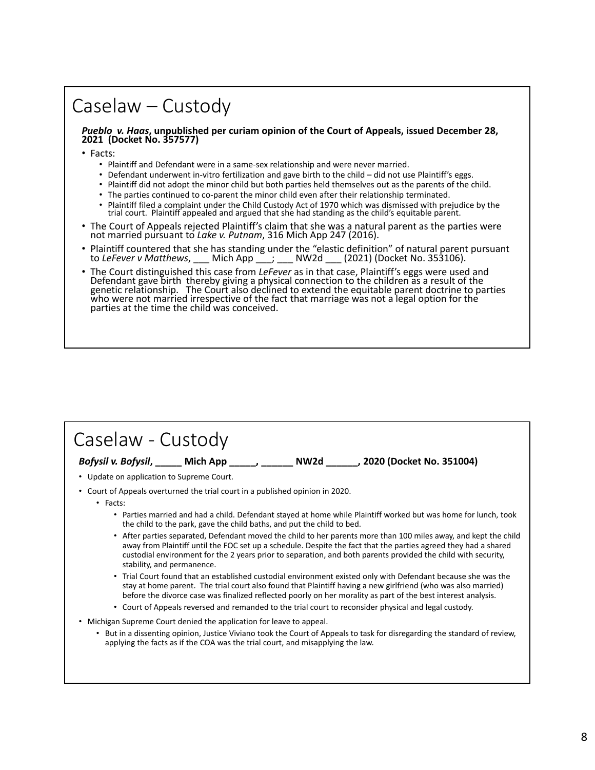# Caselaw – Custody

***Pueblo v. Haas*, unpublished per curiam opinion of the Court of Appeals, issued December 28, 2021 (Docket No. 357577)**

- Facts:
  - Plaintiff and Defendant were in a same-sex relationship and were never married.
  - Defendant underwent in-vitro fertilization and gave birth to the child – did not use Plaintiff's eggs.
  - Plaintiff did not adopt the minor child but both parties held themselves out as the parents of the child.
  - The parties continued to co-parent the minor child even after their relationship terminated.
  - Plaintiff filed a complaint under the Child Custody Act of 1970 which was dismissed with prejudice by the trial court. Plaintiff appealed and argued that she had standing as the child's equitable parent.
- The Court of Appeals rejected Plaintiff's claim that she was a natural parent as the parties were not married pursuant to *Lake v. Putnam*, 316 Mich App 247 (2016).
- Plaintiff countered that she has standing under the "elastic definition" of natural parent pursuant to *LeFever v Matthews*, ___ Mich App ___; ___ NW2d ___ (2021) (Docket No. 353106).
- The Court distinguished this case from *LeFever* as in that case, Plaintiff's eggs were used and Defendant gave birth thereby giving a physical connection to the children as a result of the genetic relationship. The Court also declined to extend the equitable parent doctrine to parties who were not married irrespective of the fact that marriage was not a legal option for the parties at the time the child was conceived.

# Caselaw - Custody

***Bofysil v. Bofysil*, _____ Mich App _____, ______ NW2d ______, 2020 (Docket No. 351004)**

- Update on application to Supreme Court.
- Court of Appeals overturned the trial court in a published opinion in 2020.
  - Facts:
    - Parties married and had a child. Defendant stayed at home while Plaintiff worked but was home for lunch, took the child to the park, gave the child baths, and put the child to bed.
    - After parties separated, Defendant moved the child to her parents more than 100 miles away, and kept the child away from Plaintiff until the FOC set up a schedule. Despite the fact that the parties agreed they had a shared custodial environment for the 2 years prior to separation, and both parents provided the child with security, stability, and permanence.
    - Trial Court found that an established custodial environment existed only with Defendant because she was the stay at home parent. The trial court also found that Plaintiff having a new girlfriend (who was also married) before the divorce case was finalized reflected poorly on her morality as part of the best interest analysis.
    - Court of Appeals reversed and remanded to the trial court to reconsider physical and legal custody.
- Michigan Supreme Court denied the application for leave to appeal.
  - But in a dissenting opinion, Justice Viviano took the Court of Appeals to task for disregarding the standard of review, applying the facts as if the COA was the trial court, and misapplying the law.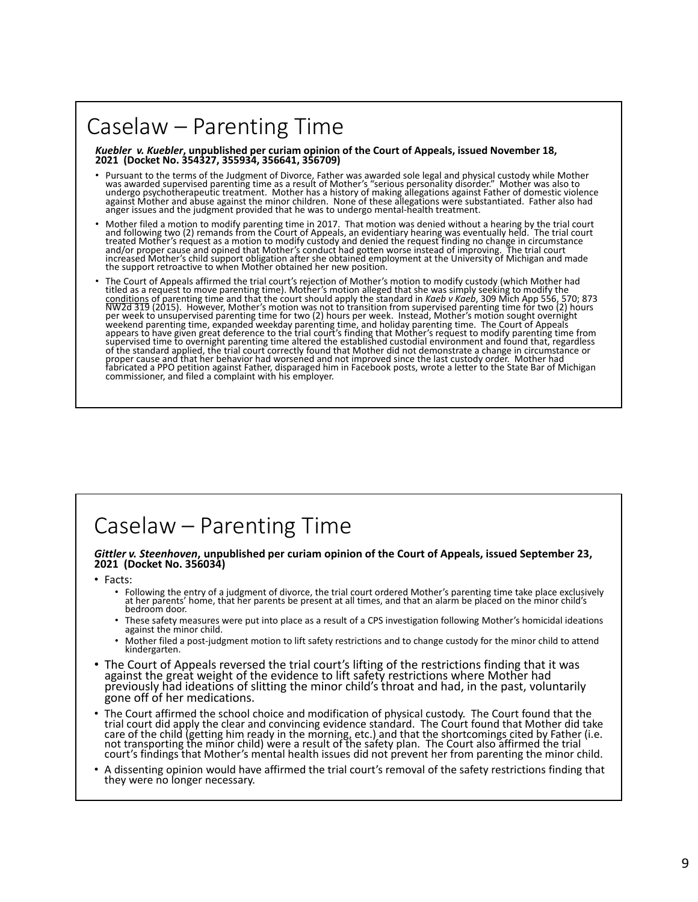# Caselaw – Parenting Time

***Kuebler v. Kuebler*, unpublished per curiam opinion of the Court of Appeals, issued November 18, 2021 (Docket No. 354327, 355934, 356641, 356709)**

- Pursuant to the terms of the Judgment of Divorce, Father was awarded sole legal and physical custody while Mother was awarded supervised parenting time as a result of Mother's "serious personality disorder." Mother was also to undergo psychotherapeutic treatment. Mother has a history of making allegations against Father of domestic violence against Mother and abuse against the minor children. None of these allegations were substantiated. Father also had anger issues and the judgment provided that he was to undergo mental-health treatment.
- Mother filed a motion to modify parenting time in 2017. That motion was denied without a hearing by the trial court and following two (2) remands from the Court of Appeals, an evidentiary hearing was eventually held. The trial court treated Mother's request as a motion to modify custody and denied the request finding no change in circumstance and/or proper cause and opined that Mother's conduct had gotten worse instead of improving. The trial court increased Mother's child support obligation after she obtained employment at the University of Michigan and made the support retroactive to when Mother obtained her new position.
- The Court of Appeals affirmed the trial court's rejection of Mother's motion to modify custody (which Mother had titled as a request to move parenting time). Mother's motion alleged that she was simply seeking to modify the conditions of parenting time and that the court should apply the standard in *Kaeb v Kaeb*, 309 Mich App 556, 570; 873 NW2d 319 (2015). However, Mother's motion was not to transition from supervised parenting time for two (2) hours per week to unsupervised parenting time for two (2) hours per week. Instead, Mother's motion sought overnight weekend parenting time, expanded weekday parenting time, and holiday parenting time. The Court of Appeals appears to have given great deference to the trial court's finding that Mother's request to modify parenting time from supervised time to overnight parenting time altered the established custodial environment and found that, regardless of the standard applied, the trial court correctly found that Mother did not demonstrate a change in circumstance or proper cause and that her behavior had worsened and not improved since the last custody order. Mother had fabricated a PPO petition against Father, disparaged him in Facebook posts, wrote a letter to the State Bar of Michigan commissioner, and filed a complaint with his employer.

# Caselaw – Parenting Time

***Gittler v. Steenhoven*, unpublished per curiam opinion of the Court of Appeals, issued September 23, 2021 (Docket No. 356034)**

- Facts:
  - Following the entry of a judgment of divorce, the trial court ordered Mother's parenting time take place exclusively at her parents' home, that her parents be present at all times, and that an alarm be placed on the minor child's bedroom door.
  - These safety measures were put into place as a result of a CPS investigation following Mother's homicidal ideations against the minor child.
  - Mother filed a post-judgment motion to lift safety restrictions and to change custody for the minor child to attend kindergarten.
- The Court of Appeals reversed the trial court's lifting of the restrictions finding that it was against the great weight of the evidence to lift safety restrictions where Mother had previously had ideations of slitting the minor child's throat and had, in the past, voluntarily gone off of her medications.
- The Court affirmed the school choice and modification of physical custody. The Court found that the trial court did apply the clear and convincing evidence standard. The Court found that Mother did take care of the child (getting him ready in the morning, etc.) and that the shortcomings cited by Father (i.e. not transporting the minor child) were a result of the safety plan. The Court also affirmed the trial court's findings that Mother's mental health issues did not prevent her from parenting the minor child.
- A dissenting opinion would have affirmed the trial court's removal of the safety restrictions finding that they were no longer necessary.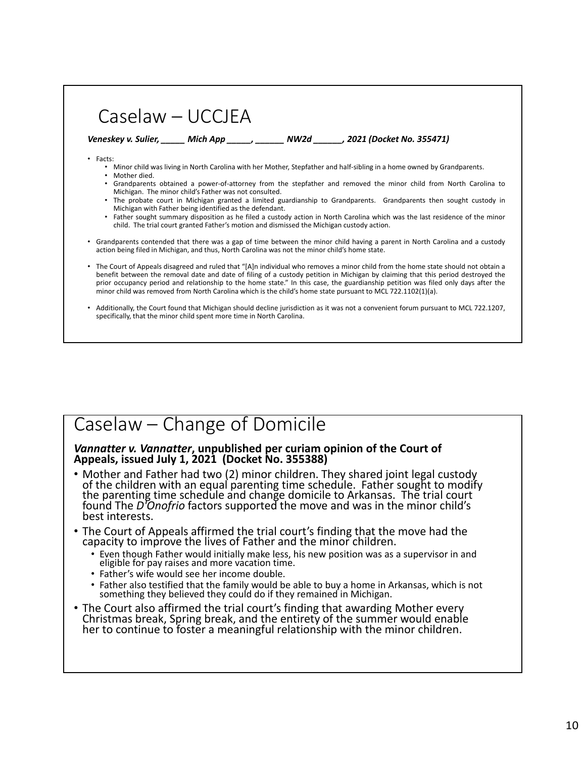# Caselaw – UCCJEA

***Veneskey v. Sulier, _____ Mich App _____, ______ NW2d ______, 2021 (Docket No. 355471)***

- Facts:
  - Minor child was living in North Carolina with her Mother, Stepfather and half-sibling in a home owned by Grandparents.
  - Mother died.
  - Grandparents obtained a power-of-attorney from the stepfather and removed the minor child from North Carolina to Michigan. The minor child's Father was not consulted.
  - The probate court in Michigan granted a limited guardianship to Grandparents. Grandparents then sought custody in Michigan with Father being identified as the defendant.
  - Father sought summary disposition as he filed a custody action in North Carolina which was the last residence of the minor child. The trial court granted Father's motion and dismissed the Michigan custody action.
- Grandparents contended that there was a gap of time between the minor child having a parent in North Carolina and a custody action being filed in Michigan, and thus, North Carolina was not the minor child's home state.
- The Court of Appeals disagreed and ruled that "[A]n individual who removes a minor child from the home state should not obtain a benefit between the removal date and date of filing of a custody petition in Michigan by claiming that this period destroyed the prior occupancy period and relationship to the home state." In this case, the guardianship petition was filed only days after the minor child was removed from North Carolina which is the child's home state pursuant to MCL 722.1102(1)(a).
- Additionally, the Court found that Michigan should decline jurisdiction as it was not a convenient forum pursuant to MCL 722.1207, specifically, that the minor child spent more time in North Carolina.

# Caselaw – Change of Domicile

***Vannatter v. Vannatter*, unpublished per curiam opinion of the Court of Appeals, issued July 1, 2021 (Docket No. 355388)**

- Mother and Father had two (2) minor children. They shared joint legal custody of the children with an equal parenting time schedule. Father sought to modify the parenting time schedule and change domicile to Arkansas. The trial court found The *D'Onofrio* factors supported the move and was in the minor child's best interests.
- The Court of Appeals affirmed the trial court's finding that the move had the capacity to improve the lives of Father and the minor children.
  - Even though Father would initially make less, his new position was as a supervisor in and eligible for pay raises and more vacation time.
  - Father's wife would see her income double.
  - Father also testified that the family would be able to buy a home in Arkansas, which is not something they believed they could do if they remained in Michigan.
- The Court also affirmed the trial court's finding that awarding Mother every Christmas break, Spring break, and the entirety of the summer would enable her to continue to foster a meaningful relationship with the minor children.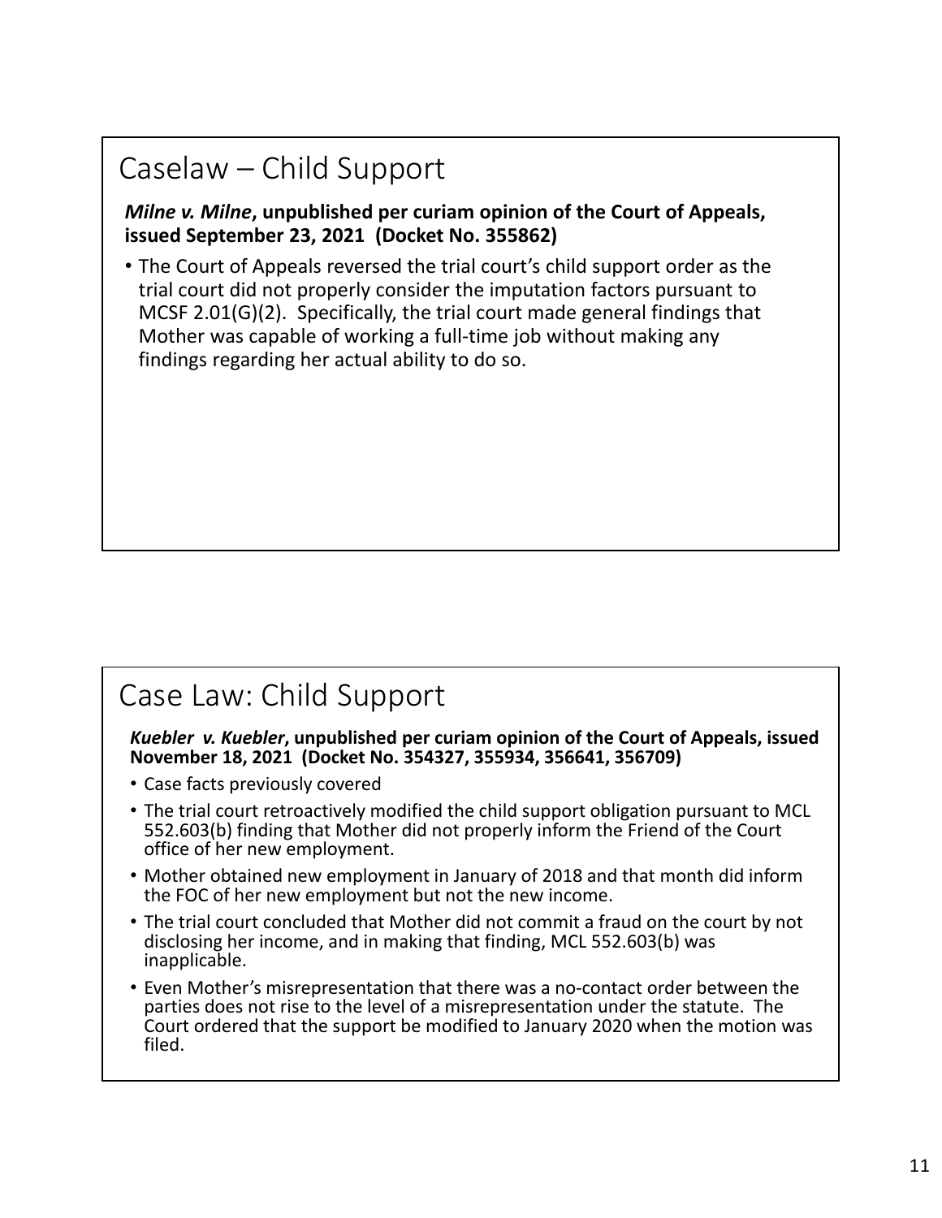## Caselaw – Child Support

***Milne v. Milne*, unpublished per curiam opinion of the Court of Appeals, issued September 23, 2021 (Docket No. 355862)**

- The Court of Appeals reversed the trial court's child support order as the trial court did not properly consider the imputation factors pursuant to MCSF 2.01(G)(2). Specifically, the trial court made general findings that Mother was capable of working a full-time job without making any findings regarding her actual ability to do so.

## Case Law: Child Support

***Kuebler v. Kuebler*, unpublished per curiam opinion of the Court of Appeals, issued November 18, 2021 (Docket No. 354327, 355934, 356641, 356709)**

- Case facts previously covered
- The trial court retroactively modified the child support obligation pursuant to MCL 552.603(b) finding that Mother did not properly inform the Friend of the Court office of her new employment.
- Mother obtained new employment in January of 2018 and that month did inform the FOC of her new employment but not the new income.
- The trial court concluded that Mother did not commit a fraud on the court by not disclosing her income, and in making that finding, MCL 552.603(b) was inapplicable.
- Even Mother's misrepresentation that there was a no-contact order between the parties does not rise to the level of a misrepresentation under the statute. The Court ordered that the support be modified to January 2020 when the motion was filed.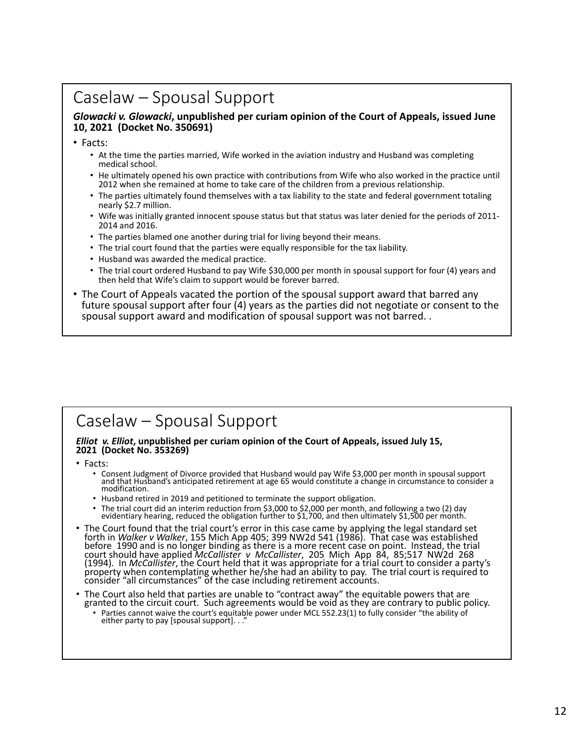## Caselaw – Spousal Support

***Glowacki v. Glowacki*, unpublished per curiam opinion of the Court of Appeals, issued June 10, 2021 (Docket No. 350691)**

- Facts:
  - At the time the parties married, Wife worked in the aviation industry and Husband was completing medical school.
  - He ultimately opened his own practice with contributions from Wife who also worked in the practice until 2012 when she remained at home to take care of the children from a previous relationship.
  - The parties ultimately found themselves with a tax liability to the state and federal government totaling nearly $2.7 million.
  - Wife was initially granted innocent spouse status but that status was later denied for the periods of 2011-2014 and 2016.
  - The parties blamed one another during trial for living beyond their means.
  - The trial court found that the parties were equally responsible for the tax liability.
  - Husband was awarded the medical practice.
  - The trial court ordered Husband to pay Wife $30,000 per month in spousal support for four (4) years and then held that Wife's claim to support would be forever barred.
- The Court of Appeals vacated the portion of the spousal support award that barred any future spousal support after four (4) years as the parties did not negotiate or consent to the spousal support award and modification of spousal support was not barred. .

## Caselaw – Spousal Support

***Elliot v. Elliot*, unpublished per curiam opinion of the Court of Appeals, issued July 15, 2021 (Docket No. 353269)**

- Facts:
  - Consent Judgment of Divorce provided that Husband would pay Wife $3,000 per month in spousal support and that Husband's anticipated retirement at age 65 would constitute a change in circumstance to consider a modification.
  - Husband retired in 2019 and petitioned to terminate the support obligation.
  - The trial court did an interim reduction from $3,000 to $2,000 per month, and following a two (2) day evidentiary hearing, reduced the obligation further to $1,700, and then ultimately $1,500 per month.
- The Court found that the trial court's error in this case came by applying the legal standard set forth in *Walker v Walker*, 155 Mich App 405; 399 NW2d 541 (1986). That case was established before 1990 and is no longer binding as there is a more recent case on point. Instead, the trial court should have applied *McCallister v McCallister*, 205 Mich App 84, 85;517 NW2d 268 (1994). In *McCallister*, the Court held that it was appropriate for a trial court to consider a party's property when contemplating whether he/she had an ability to pay. The trial court is required to consider "all circumstances" of the case including retirement accounts.
- The Court also held that parties are unable to "contract away" the equitable powers that are granted to the circuit court. Such agreements would be void as they are contrary to public policy.
  - Parties cannot waive the court's equitable power under MCL 552.23(1) to fully consider "the ability of either party to pay [spousal support]. . ."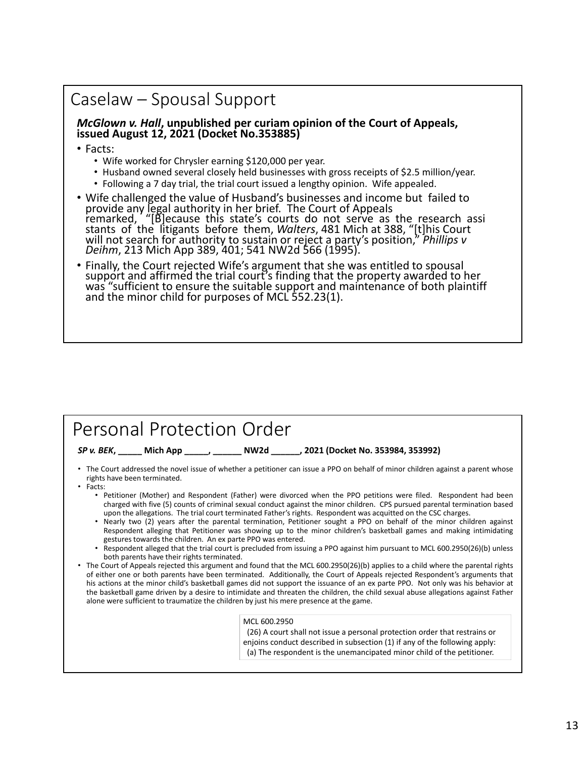## Caselaw – Spousal Support

***McGlown v. Hall*, unpublished per curiam opinion of the Court of Appeals, issued August 12, 2021 (Docket No.353885)**

- Facts:
  - Wife worked for Chrysler earning $120,000 per year.
  - Husband owned several closely held businesses with gross receipts of $2.5 million/year.
  - Following a 7 day trial, the trial court issued a lengthy opinion. Wife appealed.
- Wife challenged the value of Husband's businesses and income but failed to provide any legal authority in her brief. The Court of Appeals remarked, "[B]ecause this state's courts do not serve as the research assi stants of the litigants before them, *Walters*, 481 Mich at 388, "[t]his Court will not search for authority to sustain or reject a party's position," *Phillips v Deihm*, 213 Mich App 389, 401; 541 NW2d 566 (1995).
- Finally, the Court rejected Wife's argument that she was entitled to spousal support and affirmed the trial court's finding that the property awarded to her was "sufficient to ensure the suitable support and maintenance of both plaintiff and the minor child for purposes of MCL 552.23(1).

## Personal Protection Order

***SP v. BEK*, _____ Mich App _____, ______ NW2d ______, 2021 (Docket No. 353984, 353992)**

- The Court addressed the novel issue of whether a petitioner can issue a PPO on behalf of minor children against a parent whose rights have been terminated.
- Facts:
  - Petitioner (Mother) and Respondent (Father) were divorced when the PPO petitions were filed. Respondent had been charged with five (5) counts of criminal sexual conduct against the minor children. CPS pursued parental termination based upon the allegations. The trial court terminated Father's rights. Respondent was acquitted on the CSC charges.
  - Nearly two (2) years after the parental termination, Petitioner sought a PPO on behalf of the minor children against Respondent alleging that Petitioner was showing up to the minor children's basketball games and making intimidating gestures towards the children. An ex parte PPO was entered.
  - Respondent alleged that the trial court is precluded from issuing a PPO against him pursuant to MCL 600.2950(26)(b) unless both parents have their rights terminated.
- The Court of Appeals rejected this argument and found that the MCL 600.2950(26)(b) applies to a child where the parental rights of either one or both parents have been terminated. Additionally, the Court of Appeals rejected Respondent's arguments that his actions at the minor child's basketball games did not support the issuance of an ex parte PPO. Not only was his behavior at the basketball game driven by a desire to intimidate and threaten the children, the child sexual abuse allegations against Father alone were sufficient to traumatize the children by just his mere presence at the game.

> MCL 600.2950
> (26) A court shall not issue a personal protection order that restrains or enjoins conduct described in subsection (1) if any of the following apply:
> (a) The respondent is the unemancipated minor child of the petitioner.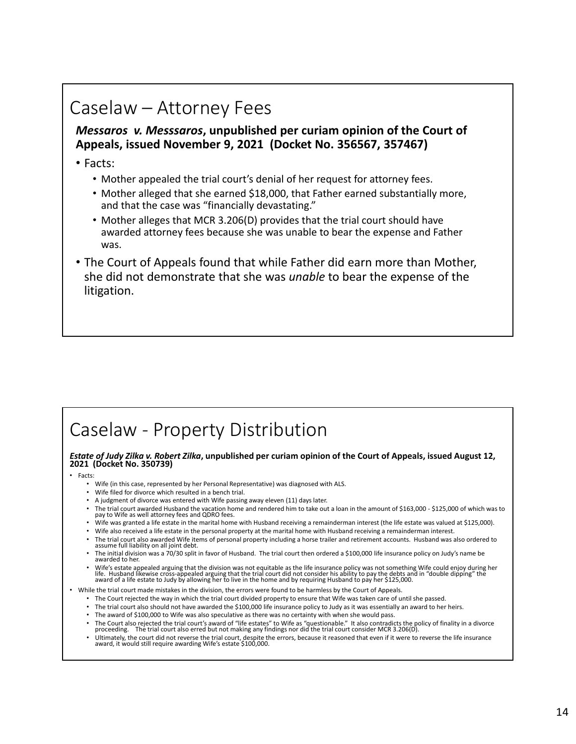# Caselaw – Attorney Fees

***Messaros v. Messsaros*, unpublished per curiam opinion of the Court of Appeals, issued November 9, 2021 (Docket No. 356567, 357467)**

- Facts:
  - Mother appealed the trial court's denial of her request for attorney fees.
  - Mother alleged that she earned $18,000, that Father earned substantially more, and that the case was "financially devastating."
  - Mother alleges that MCR 3.206(D) provides that the trial court should have awarded attorney fees because she was unable to bear the expense and Father was.
- The Court of Appeals found that while Father did earn more than Mother, she did not demonstrate that she was *unable* to bear the expense of the litigation.

# Caselaw - Property Distribution

***Estate of Judy Zilka v. Robert Zilka*, unpublished per curiam opinion of the Court of Appeals, issued August 12, 2021 (Docket No. 350739)**

- Facts:
  - Wife (in this case, represented by her Personal Representative) was diagnosed with ALS.
  - Wife filed for divorce which resulted in a bench trial.
  - A judgment of divorce was entered with Wife passing away eleven (11) days later.
  - The trial court awarded Husband the vacation home and rendered him to take out a loan in the amount of $163,000 - $125,000 of which was to pay to Wife as well attorney fees and QDRO fees.
  - Wife was granted a life estate in the marital home with Husband receiving a remainderman interest (the life estate was valued at $125,000).
  - Wife also received a life estate in the personal property at the marital home with Husband receiving a remainderman interest.
  - The trial court also awarded Wife items of personal property including a horse trailer and retirement accounts. Husband was also ordered to assume full liability on all joint debt.
  - The initial division was a 70/30 split in favor of Husband. The trial court then ordered a $100,000 life insurance policy on Judy's name be awarded to her.
  - Wife's estate appealed arguing that the division was not equitable as the life insurance policy was not something Wife could enjoy during her life. Husband likewise cross-appealed arguing that the trial court did not consider his ability to pay the debts and in "double dipping" the award of a life estate to Judy by allowing her to live in the home and by requiring Husband to pay her $125,000.
- While the trial court made mistakes in the division, the errors were found to be harmless by the Court of Appeals.
  - The Court rejected the way in which the trial court divided property to ensure that Wife was taken care of until she passed.
  - The trial court also should not have awarded the $100,000 life insurance policy to Judy as it was essentially an award to her heirs.
  - The award of $100,000 to Wife was also speculative as there was no certainty with when she would pass.
  - The Court also rejected the trial court's award of "life estates" to Wife as "questionable." It also contradicts the policy of finality in a divorce proceeding. The trial court also erred but not making any findings nor did the trial court consider MCR 3.206(D).
  - Ultimately, the court did not reverse the trial court, despite the errors, because it reasoned that even if it were to reverse the life insurance award, it would still require awarding Wife's estate $100,000.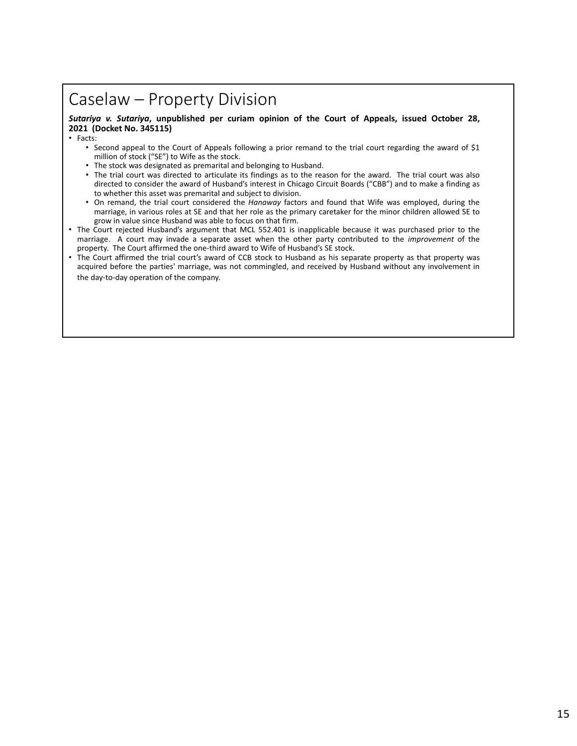# Caselaw – Property Division

***Sutariya v. Sutariya*, unpublished per curiam opinion of the Court of Appeals, issued October 28, 2021 (Docket No. 345115)**

- Facts:
  - Second appeal to the Court of Appeals following a prior remand to the trial court regarding the award of $1 million of stock ("SE") to Wife as the stock.
  - The stock was designated as premarital and belonging to Husband.
  - The trial court was directed to articulate its findings as to the reason for the award. The trial court was also directed to consider the award of Husband's interest in Chicago Circuit Boards ("CBB") and to make a finding as to whether this asset was premarital and subject to division.
  - On remand, the trial court considered the *Hanaway* factors and found that Wife was employed, during the marriage, in various roles at SE and that her role as the primary caretaker for the minor children allowed SE to grow in value since Husband was able to focus on that firm.
- The Court rejected Husband's argument that MCL 552.401 is inapplicable because it was purchased prior to the marriage. A court may invade a separate asset when the other party contributed to the *improvement* of the property. The Court affirmed the one-third award to Wife of Husband's SE stock.
- The Court affirmed the trial court's award of CCB stock to Husband as his separate property as that property was acquired before the parties' marriage, was not commingled, and received by Husband without any involvement in the day-to-day operation of the company.